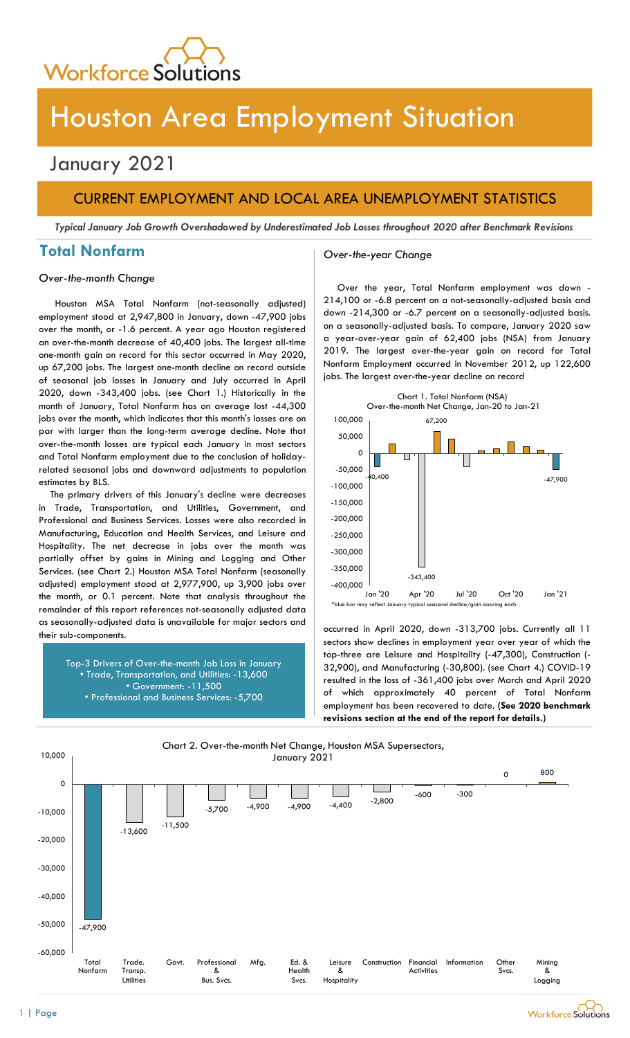# Houston Area Employment Situation

## January 2021

## CURRENT EMPLOYMENT AND LOCAL AREA UNEMPLOYMENT STATISTICS

***Typical January Job Growth Overshadowed by Underestimated Job Losses throughout 2020 after Benchmark Revisions***

## Total Nonfarm

*Over-the-month Change*

Houston MSA Total Nonfarm (not-seasonally adjusted) employment stood at 2,947,800 in January, down -47,900 jobs over the month, or -1.6 percent. A year ago Houston registered an over-the-month decrease of 40,400 jobs. The largest all-time one-month gain on record for this sector occurred in May 2020, up 67,200 jobs. The largest one-month decline on record outside of seasonal job losses in January and July occurred in April 2020, down -343,400 jobs. (see Chart 1.) Historically in the month of January, Total Nonfarm has on average lost -44,300 jobs over the month, which indicates that this month's losses are on par with larger than the long-term average decline. Note that over-the-month losses are typical each January in most sectors and Total Nonfarm employment due to the conclusion of holiday-related seasonal jobs and downward adjustments to population estimates by BLS.

The primary drivers of this January's decline were decreases in Trade, Transportation, and Utilities, Government, and Professional and Business Services. Losses were also recorded in Manufacturing, Education and Health Services, and Leisure and Hospitality. The net decrease in jobs over the month was partially offset by gains in Mining and Logging and Other Services. (see Chart 2.) Houston MSA Total Nonfarm (seasonally adjusted) employment stood at 2,977,900, up 3,900 jobs over the month, or 0.1 percent. Note that analysis throughout the remainder of this report references not-seasonally adjusted data as seasonally-adjusted data is unavailable for major sectors and their sub-components.

Top-3 Drivers of Over-the-month Job Loss in January
- Trade, Transportation, and Utilities: -13,600
- Government: -11,500
- Professional and Business Services: -5,700

*Over-the-year Change*

Over the year, Total Nonfarm employment was down -214,100 or -6.8 percent on a not-seasonally-adjusted basis and down -214,300 or -6.7 percent on a seasonally-adjusted basis. To compare, January 2020 saw a year-over-year gain of 62,400 jobs (NSA) from January 2019. The largest over-the-year gain on record for Total Nonfarm Employment occurred in November 2012, up 122,600 jobs. The largest over-the-year decline on record occurred in April 2020, down -313,700 jobs. Currently all 11 sectors show declines in employment year over year of which the top-three are Leisure and Hospitality (-47,300), Construction (-32,900), and Manufacturing (-30,800). (see Chart 4.) COVID-19 resulted in the loss of -361,400 jobs over March and April 2020 of which approximately 40 percent of Total Nonfarm employment has been recovered to date. **(See 2020 benchmark revisions section at the end of the report for details.)**

Chart 1. Total Nonfarm (NSA) Over-the-month Net Change, Jan-20 to Jan-21

*blue bar may reflect January typical seasonal decline/gain occuring each

Chart 2. Over-the-month Net Change, Houston MSA Supersectors, January 2021

| Supersector | Net Change |
|---|---|
| Total Nonfarm | -47,900 |
| Trade. Transp. Utilities | -13,600 |
| Govt. | -11,500 |
| Professional & Bus. Svcs. | -5,700 |
| Mfg. | -4,900 |
| Ed. & Health Svcs. | -4,900 |
| Leisure & Hospitality | -4,400 |
| Construction | -2,800 |
| Financial Activities | -600 |
| Information | -300 |
| Other Svcs. | 0 |
| Mining & Logging | 800 |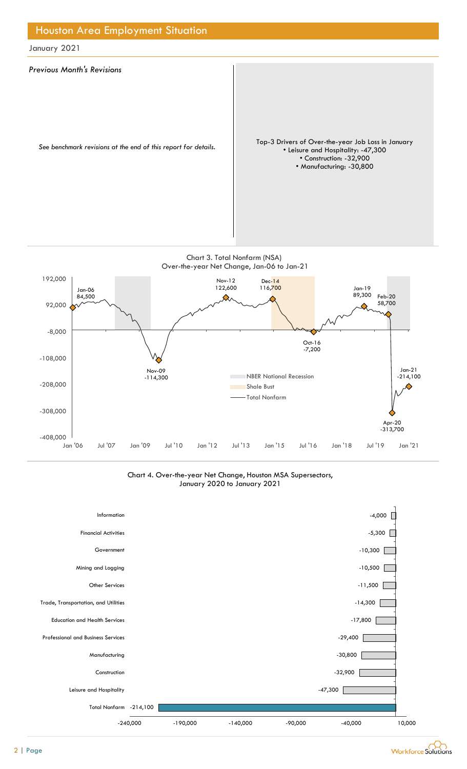## Houston Area Employment Situation

January 2021

*Previous Month's Revisions*

*See benchmark revisions at the end of this report for details.*

Top-3 Drivers of Over-the-year Job Loss in January
- Leisure and Hospitality: -47,300
- Construction: -32,900
- Manufacturing: -30,800

Chart 3. Total Nonfarm (NSA)
Over-the-year Net Change, Jan-06 to Jan-21

| Label | Value |
|---|---|
| Jan-06 | 84,500 |
| Nov-09 | -114,300 |
| Nov-12 | 122,600 |
| Dec-14 | 116,700 |
| Oct-16 | -7,200 |
| Jan-19 | 89,300 |
| Feb-20 | 58,700 |
| Apr-20 | -313,700 |
| Jan-21 | -214,100 |

Legend: NBER National Recession; Shale Bust; Total Nonfarm

Chart 4. Over-the-year Net Change, Houston MSA Supersectors, January 2020 to January 2021

| Supersector | Net Change |
|---|---|
| Information | -4,000 |
| Financial Activities | -5,300 |
| Government | -10,300 |
| Mining and Logging | -10,500 |
| Other Services | -11,500 |
| Trade, Transportation, and Utilities | -14,300 |
| Education and Health Services | -17,800 |
| Professional and Business Services | -29,400 |
| Manufacturing | -30,800 |
| Construction | -32,900 |
| Leisure and Hospitality | -47,300 |
| Total Nonfarm | -214,100 |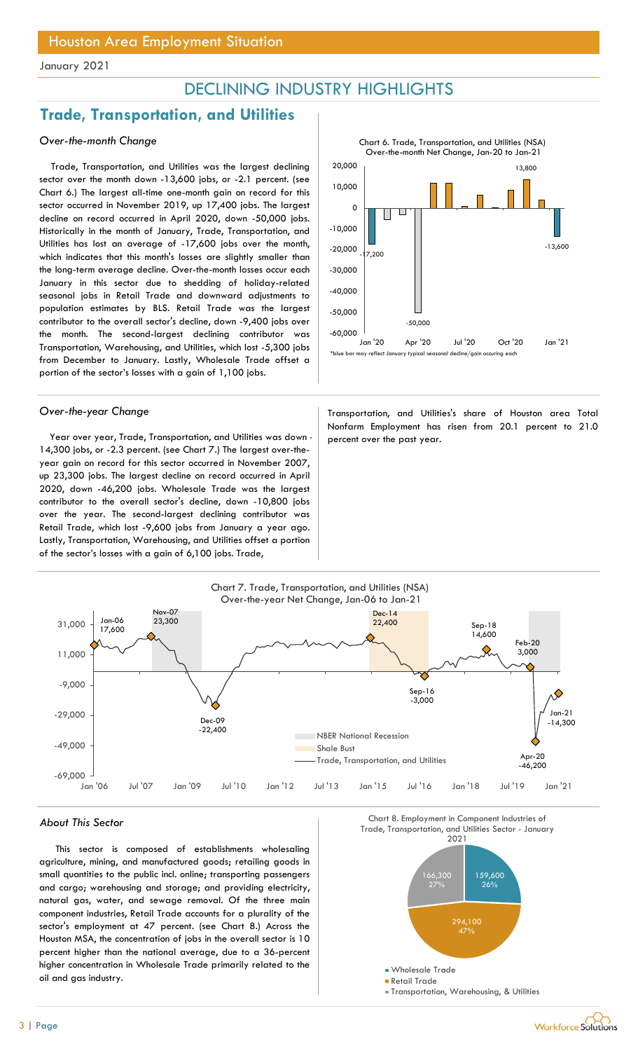## DECLINING INDUSTRY HIGHLIGHTS

## Trade, Transportation, and Utilities

### *Over-the-month Change*

Trade, Transportation, and Utilities was the largest declining sector over the month down -13,600 jobs, or -2.1 percent. (see Chart 6.) The largest all-time one-month gain on record for this sector occurred in November 2019, up 17,400 jobs. The largest decline on record occurred in April 2020, down -50,000 jobs. Historically in the month of January, Trade, Transportation, and Utilities has lost an average of -17,600 jobs over the month, which indicates that this month's losses are slightly smaller than the long-term average decline. Over-the-month losses occur each January in this sector due to shedding of holiday-related seasonal jobs in Retail Trade and downward adjustments to population estimates by BLS. Retail Trade was the largest contributor to the overall sector's decline, down -9,400 jobs over the month. The second-largest declining contributor was Transportation, Warehousing, and Utilities, which lost -5,300 jobs from December to January. Lastly, Wholesale Trade offset a portion of the sector's losses with a gain of 1,100 jobs.

Chart 6. Trade, Transportation, and Utilities (NSA) Over-the-month Net Change, Jan-20 to Jan-21

*blue bar may reflect January typical seasonal decline/gain occuring each

### *Over-the-year Change*

Year over year, Trade, Transportation, and Utilities was down -14,300 jobs, or -2.3 percent. (see Chart 7.) The largest over-the-year gain on record for this sector occurred in November 2007, up 23,300 jobs. The largest decline on record occurred in April 2020, down -46,200 jobs. Wholesale Trade was the largest contributor to the overall sector's decline, down -10,800 jobs over the year. The second-largest declining contributor was Retail Trade, which lost -9,600 jobs from January a year ago. Lastly, Transportation, Warehousing, and Utilities offset a portion of the sector's losses with a gain of 6,100 jobs. Trade, Transportation, and Utilities's share of Houston area Total Nonfarm Employment has risen from 20.1 percent to 21.0 percent over the past year.

Chart 7. Trade, Transportation, and Utilities (NSA) Over-the-year Net Change, Jan-06 to Jan-21

### *About This Sector*

This sector is composed of establishments wholesaling agriculture, mining, and manufactured goods; retailing goods in small quantities to the public incl. online; transporting passengers and cargo; warehousing and storage; and providing electricity, natural gas, water, and sewage removal. Of the three main component industries, Retail Trade accounts for a plurality of the sector's employment at 47 percent. (see Chart 8.) Across the Houston MSA, the concentration of jobs in the overall sector is 10 percent higher than the national average, due to a 36-percent higher concentration in Wholesale Trade primarily related to the oil and gas industry.

Chart 8. Employment in Component Industries of Trade, Transportation, and Utilities Sector - January 2021

| Component Industry | Employment | Share |
|---|---|---|
| Wholesale Trade | 159,600 | 26% |
| Retail Trade | 294,100 | 47% |
| Transportation, Warehousing, & Utilities | 166,300 | 27% |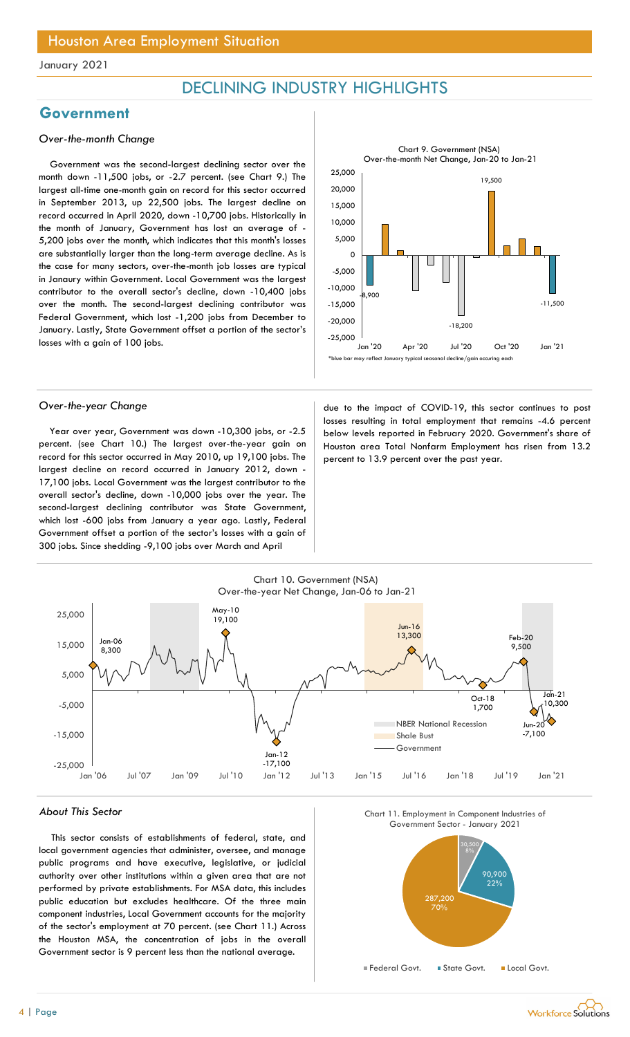January 2021

# DECLINING INDUSTRY HIGHLIGHTS

## Government

### *Over-the-month Change*

Government was the second-largest declining sector over the month down -11,500 jobs, or -2.7 percent. (see Chart 9.) The largest all-time one-month gain on record for this sector occurred in September 2013, up 22,500 jobs. The largest decline on record occurred in April 2020, down -10,700 jobs. Historically in the month of January, Government has lost an average of -5,200 jobs over the month, which indicates that this month's losses are substantially larger than the long-term average decline. As is the case for many sectors, over-the-month job losses are typical in Janaury within Government. Local Government was the largest contributor to the overall sector's decline, down -10,400 jobs over the month. The second-largest declining contributor was Federal Government, which lost -1,200 jobs from December to January. Lastly, State Government offset a portion of the sector's losses with a gain of 100 jobs.

Chart 9. Government (NSA)
Over-the-month Net Change, Jan-20 to Jan-21

*blue bar may reflect January typical seasonal decline/gain occuring each

### *Over-the-year Change*

Year over year, Government was down -10,300 jobs, or -2.5 percent. (see Chart 10.) The largest over-the-year gain on record for this sector occurred in May 2010, up 19,100 jobs. The largest decline on record occurred in January 2012, down -17,100 jobs. Local Government was the largest contributor to the overall sector's decline, down -10,000 jobs over the year. The second-largest declining contributor was State Government, which lost -600 jobs from January a year ago. Lastly, Federal Government offset a portion of the sector's losses with a gain of 300 jobs. Since shedding -9,100 jobs over March and April due to the impact of COVID-19, this sector continues to post losses resulting in total employment that remains -4.6 percent below levels reported in February 2020. Government's share of Houston area Total Nonfarm Employment has risen from 13.2 percent to 13.9 percent over the past year.

Chart 10. Government (NSA)
Over-the-year Net Change, Jan-06 to Jan-21

### *About This Sector*

This sector consists of establishments of federal, state, and local government agencies that administer, oversee, and manage public programs and have executive, legislative, or judicial authority over other institutions within a given area that are not performed by private establishments. For MSA data, this includes public education but excludes healthcare. Of the three main component industries, Local Government accounts for the majority of the sector's employment at 70 percent. (see Chart 11.) Across the Houston MSA, the concentration of jobs in the overall Government sector is 9 percent less than the national average.

Chart 11. Employment in Component Industries of Government Sector - January 2021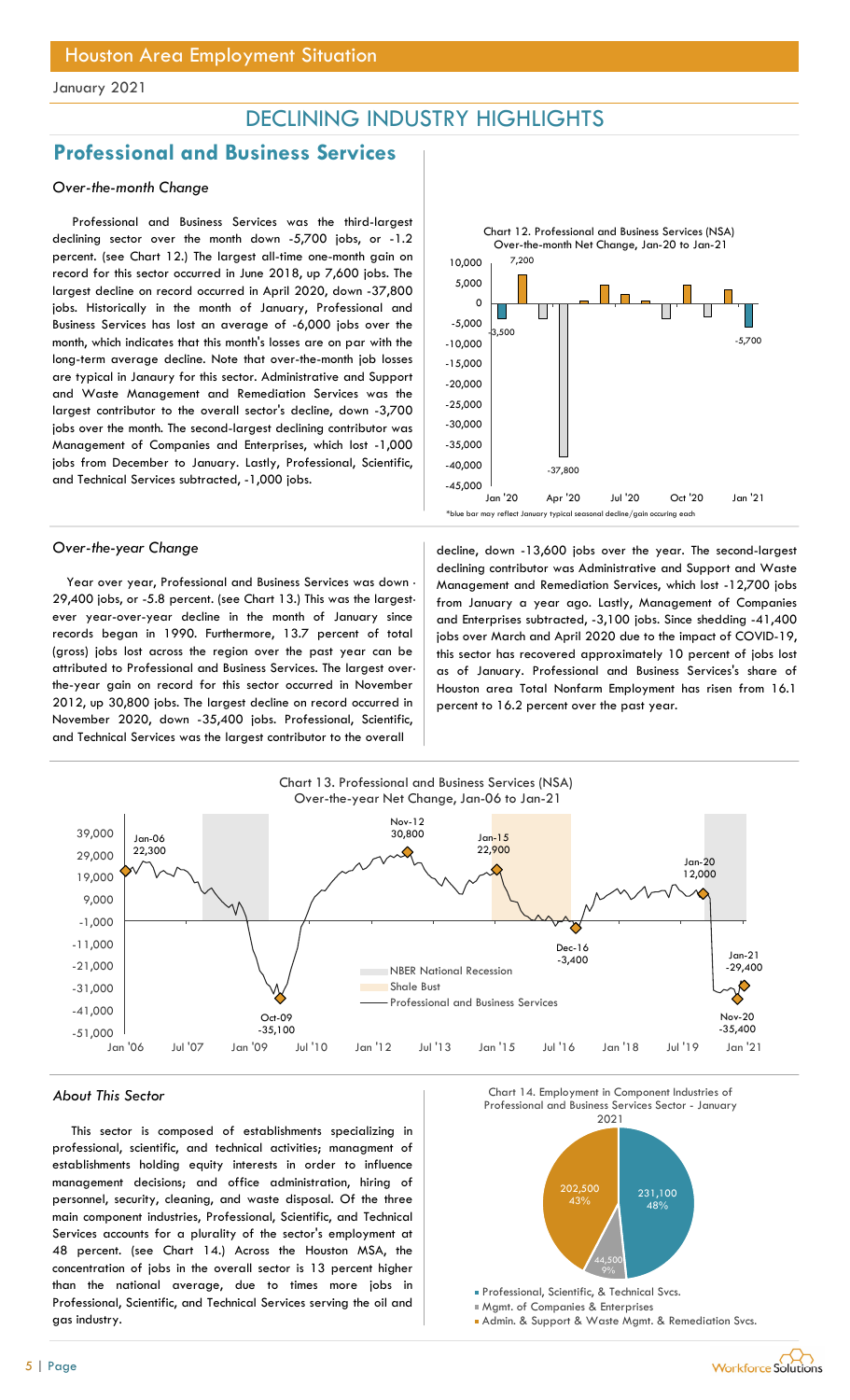## DECLINING INDUSTRY HIGHLIGHTS

## Professional and Business Services

### *Over-the-month Change*

Professional and Business Services was the third-largest declining sector over the month down -5,700 jobs, or -1.2 percent. (see Chart 12.) The largest all-time one-month gain on record for this sector occurred in June 2018, up 7,600 jobs. The largest decline on record occurred in April 2020, down -37,800 jobs. Historically in the month of January, Professional and Business Services has lost an average of -6,000 jobs over the month, which indicates that this month's losses are on par with the long-term average decline. Note that over-the-month job losses are typical in Janaury for this sector. Administrative and Support and Waste Management and Remediation Services was the largest contributor to the overall sector's decline, down -3,700 jobs over the month. The second-largest declining contributor was Management of Companies and Enterprises, which lost -1,000 jobs from December to January. Lastly, Professional, Scientific, and Technical Services subtracted, -1,000 jobs.

Chart 12. Professional and Business Services (NSA) Over-the-month Net Change, Jan-20 to Jan-21

*blue bar may reflect January typical seasonal decline/gain occuring each

### *Over-the-year Change*

Year over year, Professional and Business Services was down -29,400 jobs, or -5.8 percent. (see Chart 13.) This was the largest-ever year-over-year decline in the month of January since records began in 1990. Furthermore, 13.7 percent of total (gross) jobs lost across the region over the past year can be attributed to Professional and Business Services. The largest over-the-year gain on record for this sector occurred in November 2012, up 30,800 jobs. The largest decline on record occurred in November 2020, down -35,400 jobs. Professional, Scientific, and Technical Services was the largest contributor to the overall decline, down -13,600 jobs over the year. The second-largest declining contributor was Administrative and Support and Waste Management and Remediation Services, which lost -12,700 jobs from January a year ago. Lastly, Management of Companies and Enterprises subtracted, -3,100 jobs. Since shedding -41,400 jobs over March and April 2020 due to the impact of COVID-19, this sector has recovered approximately 10 percent of jobs lost as of January. Professional and Business Services's share of Houston area Total Nonfarm Employment has risen from 16.1 percent to 16.2 percent over the past year.

Chart 13. Professional and Business Services (NSA) Over-the-year Net Change, Jan-06 to Jan-21

### *About This Sector*

This sector is composed of establishments specializing in professional, scientific, and technical activities; managment of establishments holding equity interests in order to influence management decisions; and office administration, hiring of personnel, security, cleaning, and waste disposal. Of the three main component industries, Professional, Scientific, and Technical Services accounts for a plurality of the sector's employment at 48 percent. (see Chart 14.) Across the Houston MSA, the concentration of jobs in the overall sector is 13 percent higher than the national average, due to times more jobs in Professional, Scientific, and Technical Services serving the oil and gas industry.

Chart 14. Employment in Component Industries of Professional and Business Services Sector - January 2021

- Professional, Scientific, & Technical Svcs. — 231,100 (48%)
- Mgmt. of Companies & Enterprises — 44,500 (9%)
- Admin. & Support & Waste Mgmt. & Remediation Svcs. — 202,500 (43%)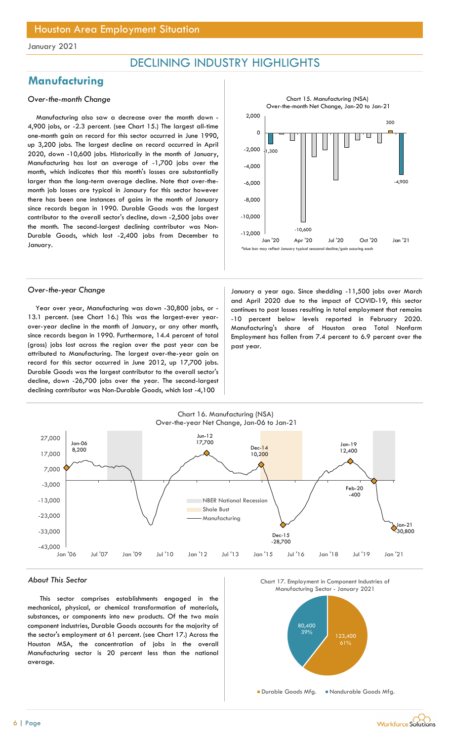Houston Area Employment Situation

January 2021

# DECLINING INDUSTRY HIGHLIGHTS

## Manufacturing

### *Over-the-month Change*

Manufacturing also saw a decrease over the month down -4,900 jobs, or -2.3 percent. (see Chart 15.) The largest all-time one-month gain on record for this sector occurred in June 1990, up 3,200 jobs. The largest decline on record occurred in April 2020, down -10,600 jobs. Historically in the month of January, Manufacturing has lost an average of -1,700 jobs over the month, which indicates that this month's losses are substantially larger than the long-term average decline. Note that over-the-month job losses are typical in Janaury for this sector however there has been one instances of gains in the month of January since records began in 1990. Durable Goods was the largest contributor to the overall sector's decline, down -2,500 jobs over the month. The second-largest declining contributor was Non-Durable Goods, which lost -2,400 jobs from December to January.

Chart 15. Manufacturing (NSA)
Over-the-month Net Change, Jan-20 to Jan-21

*blue bar may reflect January typical seasonal decline/gain occuring each

### *Over-the-year Change*

Year over year, Manufacturing was down -30,800 jobs, or -13.1 percent. (see Chart 16.) This was the largest-ever year-over-year decline in the month of January, or any other month, since records began in 1990. Furthermore, 14.4 percent of total (gross) jobs lost across the region over the past year can be attributed to Manufacturing. The largest over-the-year gain on record for this sector occurred in June 2012, up 17,700 jobs. Durable Goods was the largest contributor to the overall sector's decline, down -26,700 jobs over the year. The second-largest declining contributor was Non-Durable Goods, which lost -4,100 January a year ago. Since shedding -11,500 jobs over March and April 2020 due to the impact of COVID-19, this sector continues to post losses resulting in total employment that remains -10 percent below levels reported in February 2020. Manufacturing's share of Houston area Total Nonfarm Employment has fallen from 7.4 percent to 6.9 percent over the past year.

Chart 16. Manufacturing (NSA)
Over-the-year Net Change, Jan-06 to Jan-21

### *About This Sector*

This sector comprises establishments engaged in the mechanical, physical, or chemical transformation of materials, substances, or components into new products. Of the two main component industries, Durable Goods accounts for the majority of the sector's employment at 61 percent. (see Chart 17.) Across the Houston MSA, the concentration of jobs in the overall Manufacturing sector is 20 percent less than the national average.

Chart 17. Employment in Component Industries of Manufacturing Sector - January 2021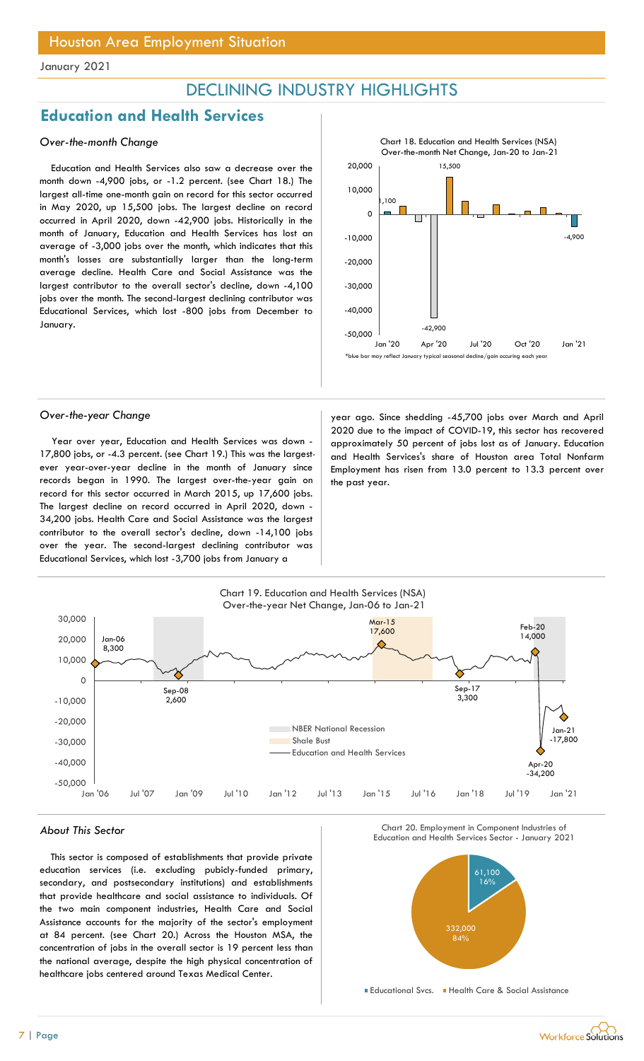## Houston Area Employment Situation

January 2021

# DECLINING INDUSTRY HIGHLIGHTS

## Education and Health Services

### *Over-the-month Change*

Education and Health Services also saw a decrease over the month down -4,900 jobs, or -1.2 percent. (see Chart 18.) The largest all-time one-month gain on record for this sector occurred in May 2020, up 15,500 jobs. The largest decline on record occurred in April 2020, down -42,900 jobs. Historically in the month of January, Education and Health Services has lost an average of -3,000 jobs over the month, which indicates that this month's losses are substantially larger than the long-term average decline. Health Care and Social Assistance was the largest contributor to the overall sector's decline, down -4,100 jobs over the month. The second-largest declining contributor was Educational Services, which lost -800 jobs from December to January.

Chart 18. Education and Health Services (NSA) Over-the-month Net Change, Jan-20 to Jan-21

*blue bar may reflect January typical seasonal decline/gain occuring each year

### *Over-the-year Change*

Year over year, Education and Health Services was down -17,800 jobs, or -4.3 percent. (see Chart 19.) This was the largest-ever year-over-year decline in the month of January since records began in 1990. The largest over-the-year gain on record for this sector occurred in March 2015, up 17,600 jobs. The largest decline on record occurred in April 2020, down -34,200 jobs. Health Care and Social Assistance was the largest contributor to the overall sector's decline, down -14,100 jobs over the year. The second-largest declining contributor was Educational Services, which lost -3,700 jobs from January a year ago. Since shedding -45,700 jobs over March and April 2020 due to the impact of COVID-19, this sector has recovered approximately 50 percent of jobs lost as of January. Education and Health Services's share of Houston area Total Nonfarm Employment has risen from 13.0 percent to 13.3 percent over the past year.

Chart 19. Education and Health Services (NSA) Over-the-year Net Change, Jan-06 to Jan-21

### *About This Sector*

This sector is composed of establishments that provide private education services (i.e. excluding pubicly-funded primary, secondary, and postsecondary institutions) and establishments that provide healthcare and social assistance to individuals. Of the two main component industries, Health Care and Social Assistance accounts for the majority of the sector's employment at 84 percent. (see Chart 20.) Across the Houston MSA, the concentration of jobs in the overall sector is 19 percent less than the national average, despite the high physical concentration of healthcare jobs centered around Texas Medical Center.

Chart 20. Employment in Component Industries of Education and Health Services Sector - January 2021

| Component | Employment | Share |
|---|---|---|
| Educational Svcs. | 61,100 | 16% |
| Health Care & Social Assistance | 332,000 | 84% |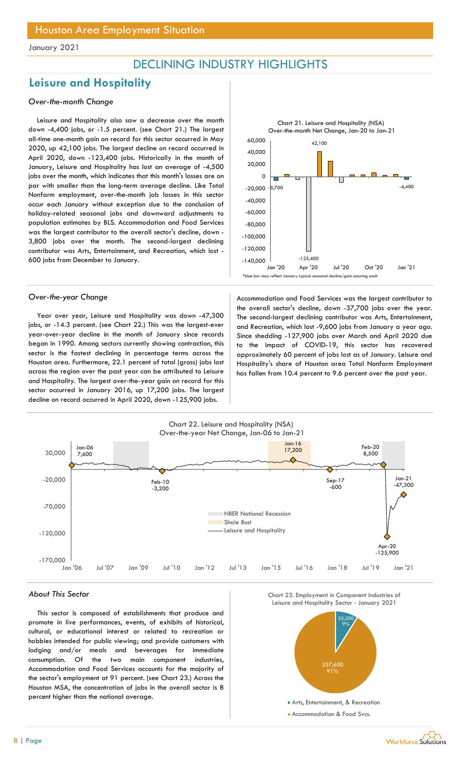# DECLINING INDUSTRY HIGHLIGHTS

## Leisure and Hospitality

### *Over-the-month Change*

Leisure and Hospitality also saw a decrease over the month down -4,400 jobs, or -1.5 percent. (see Chart 21.) The largest all-time one-month gain on record for this sector occurred in May 2020, up 42,100 jobs. The largest decline on record occurred in April 2020, down -123,400 jobs. Historically in the month of January, Leisure and Hospitality has lost an average of -4,500 jobs over the month, which indicates that this month's losses are on par with smaller than the long-term average decline. Like Total Nonfarm employment, over-the-month job losses in this sector occur each January without exception due to the conclusion of holiday-related seasonal jobs and downward adjustments to population estimates by BLS. Accommodation and Food Services was the largest contributor to the overall sector's decline, down -3,800 jobs over the month. The second-largest declining contributor was Arts, Entertainment, and Recreation, which lost -600 jobs from December to January.

Chart 21. Leisure and Hospitality (NSA) Over-the-month Net Change, Jan-20 to Jan-21

*blue bar may reflect January typical seasonal decline/gain occuring each

### *Over-the-year Change*

Year over year, Leisure and Hospitality was down -47,300 jobs, or -14.3 percent. (see Chart 22.) This was the largest-ever year-over-year decline in the month of January since records began in 1990. Among sectors currently showing contraction, this sector is the fastest declining in percentage terms across the Houston area. Furthermore, 22.1 percent of total (gross) jobs lost across the region over the past year can be attributed to Leisure and Hospitality. The largest over-the-year gain on record for this sector occurred in January 2016, up 17,200 jobs. The largest decline on record occurred in April 2020, down -125,900 jobs. Accommodation and Food Services was the largest contributor to the overall sector's decline, down -37,700 jobs over the year. The second-largest declining contributor was Arts, Entertainment, and Recreation, which lost -9,600 jobs from January a year ago. Since shedding -127,900 jobs over March and April 2020 due to the impact of COVID-19, this sector has recovered approximately 60 percent of jobs lost as of January. Leisure and Hospitality's share of Houston area Total Nonfarm Employment has fallen from 10.4 percent to 9.6 percent over the past year.

Chart 22. Leisure and Hospitality (NSA) Over-the-year Net Change, Jan-06 to Jan-21

### *About This Sector*

This sector is composed of establishments that produce and promote in live performances, events, of exhibits of historical, cultural, or educational interest or related to recreation or hobbies intended for public viewing; and provide customers with lodging and/or meals and beverages for immediate consumption. Of the two main component industries, Accommodation and Food Services accounts for the majority of the sector's employment at 91 percent. (see Chart 23.) Across the Houston MSA, the concentration of jobs in the overall sector is 8 percent higher than the national average.

Chart 23. Employment in Component Industries of Leisure and Hospitality Sector - January 2021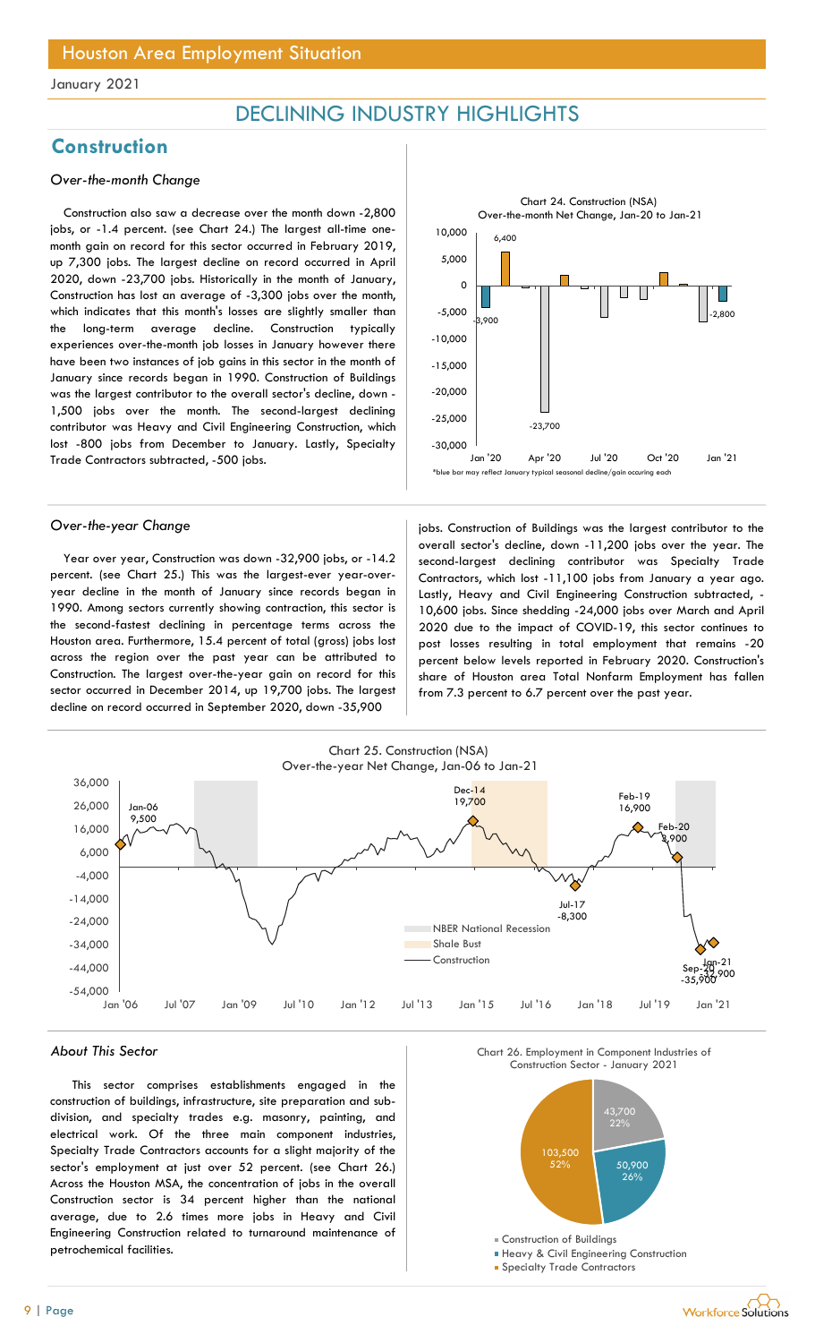Houston Area Employment Situation

January 2021

# DECLINING INDUSTRY HIGHLIGHTS

## Construction

### *Over-the-month Change*

Construction also saw a decrease over the month down -2,800 jobs, or -1.4 percent. (see Chart 24.) The largest all-time one-month gain on record for this sector occurred in February 2019, up 7,300 jobs. The largest decline on record occurred in April 2020, down -23,700 jobs. Historically in the month of January, Construction has lost an average of -3,300 jobs over the month, which indicates that this month's losses are slightly smaller than the long-term average decline. Construction typically experiences over-the-month job losses in January however there have been two instances of job gains in this sector in the month of January since records began in 1990. Construction of Buildings was the largest contributor to the overall sector's decline, down -1,500 jobs over the month. The second-largest declining contributor was Heavy and Civil Engineering Construction, which lost -800 jobs from December to January. Lastly, Specialty Trade Contractors subtracted, -500 jobs.

Chart 24. Construction (NSA) Over-the-month Net Change, Jan-20 to Jan-21

*blue bar may reflect January typical seasonal decline/gain occuring each

### *Over-the-year Change*

Year over year, Construction was down -32,900 jobs, or -14.2 percent. (see Chart 25.) This was the largest-ever year-over-year decline in the month of January since records began in 1990. Among sectors currently showing contraction, this sector is the second-fastest declining in percentage terms across the Houston area. Furthermore, 15.4 percent of total (gross) jobs lost across the region over the past year can be attributed to Construction. The largest over-the-year gain on record for this sector occurred in December 2014, up 19,700 jobs. The largest decline on record occurred in September 2020, down -35,900 jobs. Construction of Buildings was the largest contributor to the overall sector's decline, down -11,200 jobs over the year. The second-largest declining contributor was Specialty Trade Contractors, which lost -11,100 jobs from January a year ago. Lastly, Heavy and Civil Engineering Construction subtracted, -10,600 jobs. Since shedding -24,000 jobs over March and April 2020 due to the impact of COVID-19, this sector continues to post losses resulting in total employment that remains -20 percent below levels reported in February 2020. Construction's share of Houston area Total Nonfarm Employment has fallen from 7.3 percent to 6.7 percent over the past year.

Chart 25. Construction (NSA) Over-the-year Net Change, Jan-06 to Jan-21

### *About This Sector*

This sector comprises establishments engaged in the construction of buildings, infrastructure, site preparation and sub-division, and specialty trades e.g. masonry, painting, and electrical work. Of the three main component industries, Specialty Trade Contractors accounts for a slight majority of the sector's employment at just over 52 percent. (see Chart 26.) Across the Houston MSA, the concentration of jobs in the overall Construction sector is 34 percent higher than the national average, due to 2.6 times more jobs in Heavy and Civil Engineering Construction related to turnaround maintenance of petrochemical facilities.

Chart 26. Employment in Component Industries of Construction Sector - January 2021

| Component Industry | Jobs | Share |
|---|---|---|
| Construction of Buildings | 43,700 | 22% |
| Heavy & Civil Engineering Construction | 50,900 | 26% |
| Specialty Trade Contractors | 103,500 | 52% |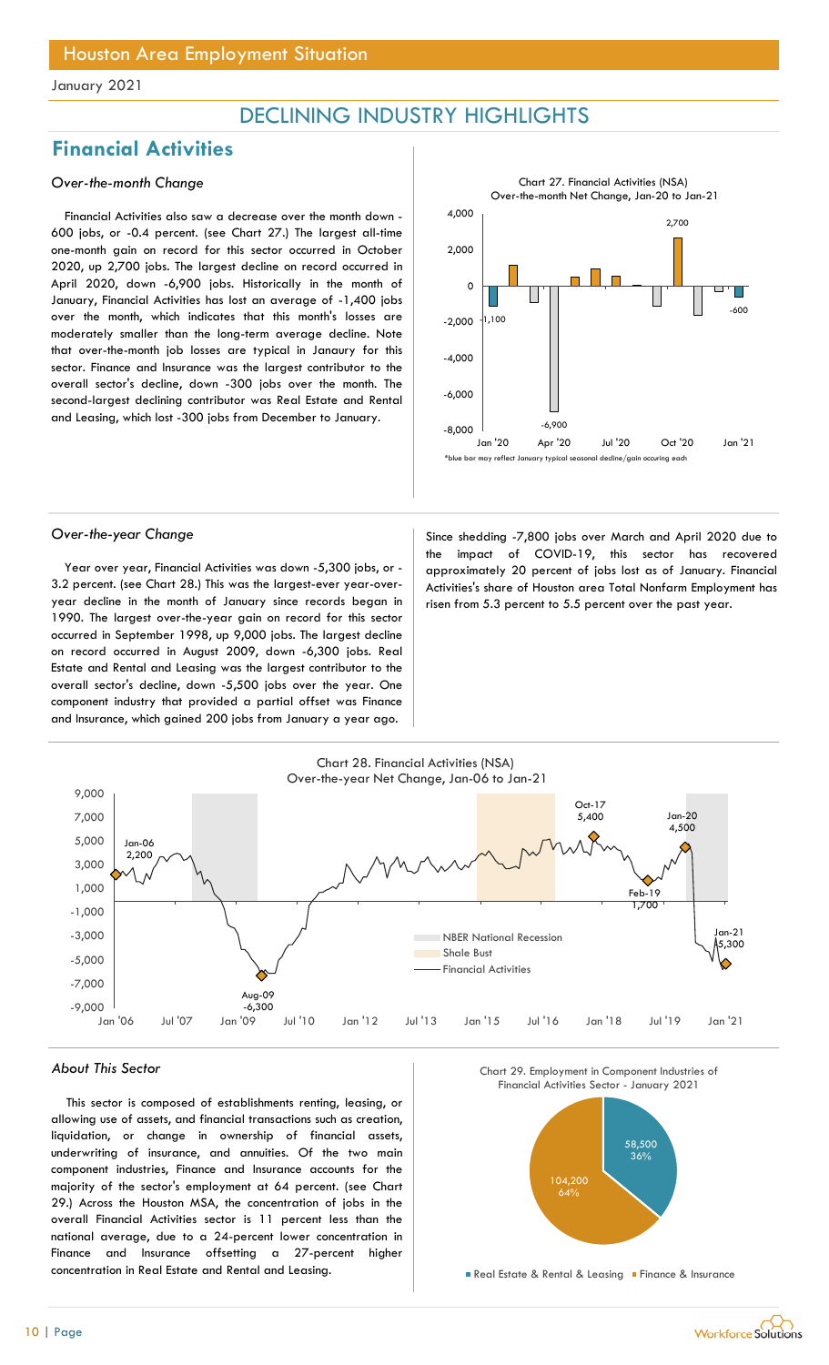January 2021

# DECLINING INDUSTRY HIGHLIGHTS

## Financial Activities

### *Over-the-month Change*

Financial Activities also saw a decrease over the month down -600 jobs, or -0.4 percent. (see Chart 27.) The largest all-time one-month gain on record for this sector occurred in October 2020, up 2,700 jobs. The largest decline on record occurred in April 2020, down -6,900 jobs. Historically in the month of January, Financial Activities has lost an average of -1,400 jobs over the month, which indicates that this month's losses are moderately smaller than the long-term average decline. Note that over-the-month job losses are typical in Janaury for this sector. Finance and Insurance was the largest contributor to the overall sector's decline, down -300 jobs over the month. The second-largest declining contributor was Real Estate and Rental and Leasing, which lost -300 jobs from December to January.

Chart 27. Financial Activities (NSA) Over-the-month Net Change, Jan-20 to Jan-21

*blue bar may reflect January typical seasonal decline/gain occuring each

### *Over-the-year Change*

Year over year, Financial Activities was down -5,300 jobs, or -3.2 percent. (see Chart 28.) This was the largest-ever year-over-year decline in the month of January since records began in 1990. The largest over-the-year gain on record for this sector occurred in September 1998, up 9,000 jobs. The largest decline on record occurred in August 2009, down -6,300 jobs. Real Estate and Rental and Leasing was the largest contributor to the overall sector's decline, down -5,500 jobs over the year. One component industry that provided a partial offset was Finance and Insurance, which gained 200 jobs from January a year ago.

Since shedding -7,800 jobs over March and April 2020 due to the impact of COVID-19, this sector has recovered approximately 20 percent of jobs lost as of January. Financial Activities's share of Houston area Total Nonfarm Employment has risen from 5.3 percent to 5.5 percent over the past year.

Chart 28. Financial Activities (NSA) Over-the-year Net Change, Jan-06 to Jan-21

### *About This Sector*

This sector is composed of establishments renting, leasing, or allowing use of assets, and financial transactions such as creation, liquidation, or change in ownership of financial assets, underwriting of insurance, and annuities. Of the two main component industries, Finance and Insurance accounts for the majority of the sector's employment at 64 percent. (see Chart 29.) Across the Houston MSA, the concentration of jobs in the overall Financial Activities sector is 11 percent less than the national average, due to a 24-percent lower concentration in Finance and Insurance offsetting a 27-percent higher concentration in Real Estate and Rental and Leasing.

Chart 29. Employment in Component Industries of Financial Activities Sector - January 2021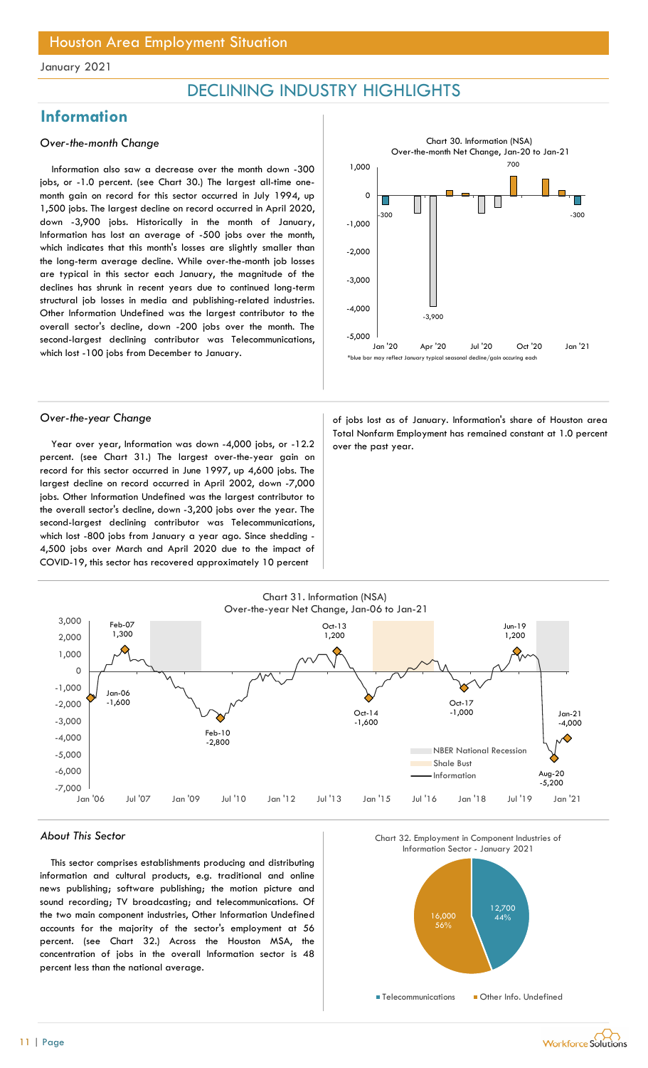Houston Area Employment Situation

January 2021

# DECLINING INDUSTRY HIGHLIGHTS

## Information

### *Over-the-month Change*

Information also saw a decrease over the month down -300 jobs, or -1.0 percent. (see Chart 30.) The largest all-time one-month gain on record for this sector occurred in July 1994, up 1,500 jobs. The largest decline on record occurred in April 2020, down -3,900 jobs. Historically in the month of January, Information has lost an average of -500 jobs over the month, which indicates that this month's losses are slightly smaller than the long-term average decline. While over-the-month job losses are typical in this sector each January, the magnitude of the declines has shrunk in recent years due to continued long-term structural job losses in media and publishing-related industries. Other Information Undefined was the largest contributor to the overall sector's decline, down -200 jobs over the month. The second-largest declining contributor was Telecommunications, which lost -100 jobs from December to January.

Chart 30. Information (NSA)
Over-the-month Net Change, Jan-20 to Jan-21

*blue bar may reflect January typical seasonal decline/gain occuring each

### *Over-the-year Change*

Year over year, Information was down -4,000 jobs, or -12.2 percent. (see Chart 31.) The largest over-the-year gain on record for this sector occurred in June 1997, up 4,600 jobs. The largest decline on record occurred in April 2002, down -7,000 jobs. Other Information Undefined was the largest contributor to the overall sector's decline, down -3,200 jobs over the year. The second-largest declining contributor was Telecommunications, which lost -800 jobs from January a year ago. Since shedding -4,500 jobs over March and April 2020 due to the impact of COVID-19, this sector has recovered approximately 10 percent of jobs lost as of January. Information's share of Houston area Total Nonfarm Employment has remained constant at 1.0 percent over the past year.

Chart 31. Information (NSA)
Over-the-year Net Change, Jan-06 to Jan-21

### *About This Sector*

This sector comprises establishments producing and distributing information and cultural products, e.g. traditional and online news publishing; software publishing; the motion picture and sound recording; TV broadcasting; and telecommunications. Of the two main component industries, Other Information Undefined accounts for the majority of the sector's employment at 56 percent. (see Chart 32.) Across the Houston MSA, the concentration of jobs in the overall Information sector is 48 percent less than the national average.

Chart 32. Employment in Component Industries of Information Sector - January 2021

| Component | Employment | Share |
|---|---|---|
| Telecommunications | 12,700 | 44% |
| Other Info. Undefined | 16,000 | 56% |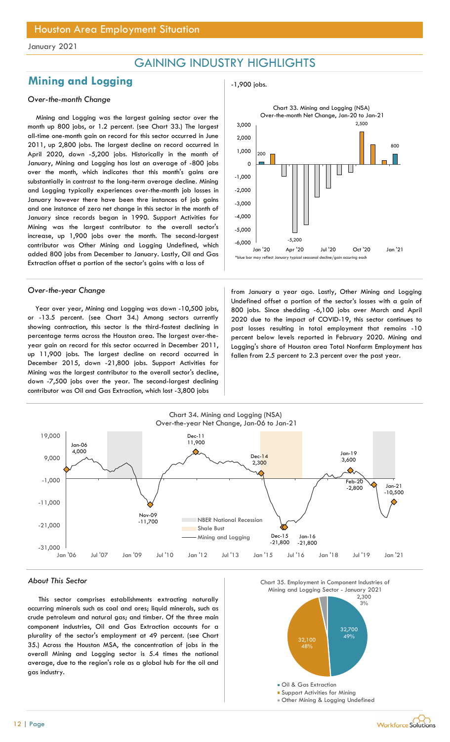# Houston Area Employment Situation

January 2021

## GAINING INDUSTRY HIGHLIGHTS

### Mining and Logging

*Over-the-month Change*

Mining and Logging was the largest gaining sector over the month up 800 jobs, or 1.2 percent. (see Chart 33.) The largest all-time one-month gain on record for this sector occurred in June 2011, up 2,800 jobs. The largest decline on record occurred in April 2020, down -5,200 jobs. Historically in the month of January, Mining and Logging has lost an average of -800 jobs over the month, which indicates that this month's gains are substantially in contrast to the long-term average decline. Mining and Logging typically experiences over-the-month job losses in January however there have been thre instances of job gains and one instance of zero net change in this sector in the month of January since records began in 1990. Support Activities for Mining was the largest contributor to the overall sector's increase, up 1,900 jobs over the month. The second-largest contributor was Other Mining and Logging Undefined, which added 800 jobs from December to January. Lastly, Oil and Gas Extraction offset a portion of the sector's gains with a loss of -1,900 jobs.

Chart 33. Mining and Logging (NSA) Over-the-month Net Change, Jan-20 to Jan-21

*blue bar may reflect January typical seasonal decline/gain occuring each

*Over-the-year Change*

Year over year, Mining and Logging was down -10,500 jobs, or -13.5 percent. (see Chart 34.) Among sectors currently showing contraction, this sector is the third-fastest declining in percentage terms across the Houston area. The largest over-the-year gain on record for this sector occurred in December 2011, up 11,900 jobs. The largest decline on record occurred in December 2015, down -21,800 jobs. Support Activities for Mining was the largest contributor to the overall sector's decline, down -7,500 jobs over the year. The second-largest declining contributor was Oil and Gas Extraction, which lost -3,800 jobs from January a year ago. Lastly, Other Mining and Logging Undefined offset a portion of the sector's losses with a gain of 800 jobs. Since shedding -6,100 jobs over March and April 2020 due to the impact of COVID-19, this sector continues to post losses resulting in total employment that remains -10 percent below levels reported in February 2020. Mining and Logging's share of Houston area Total Nonfarm Employment has fallen from 2.5 percent to 2.3 percent over the past year.

Chart 34. Mining and Logging (NSA) Over-the-year Net Change, Jan-06 to Jan-21

*About This Sector*

This sector comprises establishments extracting naturally occurring minerals such as coal and ores; liquid minerals, such as crude petroleum and natural gas; and timber. Of the three main component industries, Oil and Gas Extraction accounts for a plurality of the sector's employment at 49 percent. (see Chart 35.) Across the Houston MSA, the concentration of jobs in the overall Mining and Logging sector is 5.4 times the national average, due to the region's role as a global hub for the oil and gas industry.

Chart 35. Employment in Component Industries of Mining and Logging Sector - January 2021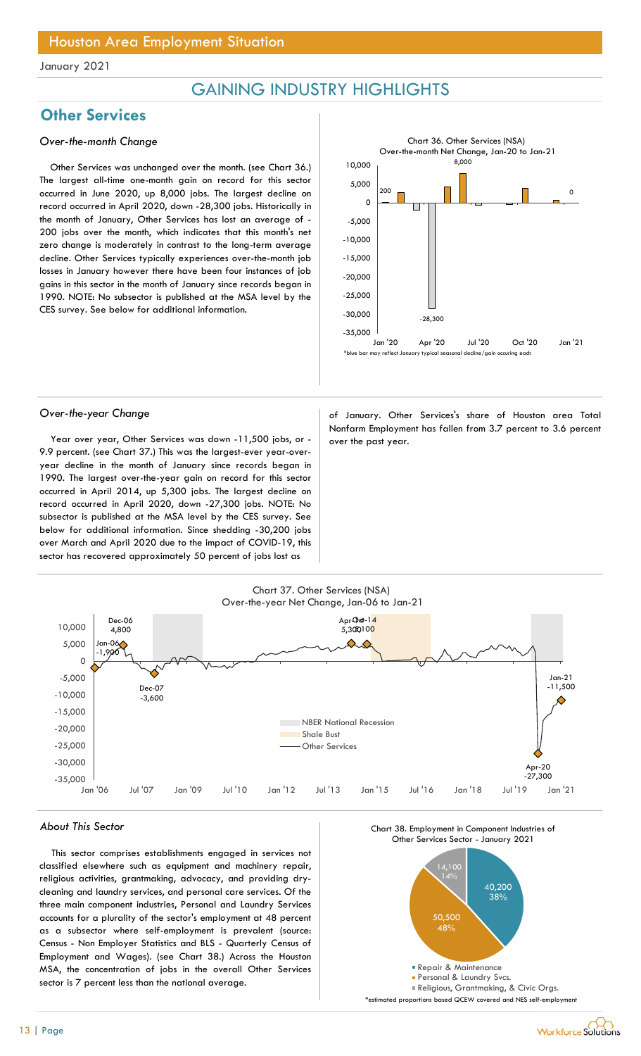Houston Area Employment Situation

January 2021

# GAINING INDUSTRY HIGHLIGHTS

## Other Services

### *Over-the-month Change*

Other Services was unchanged over the month. (see Chart 36.) The largest all-time one-month gain on record for this sector occurred in June 2020, up 8,000 jobs. The largest decline on record occurred in April 2020, down -28,300 jobs. Historically in the month of January, Other Services has lost an average of -200 jobs over the month, which indicates that this month's net zero change is moderately in contrast to the long-term average decline. Other Services typically experiences over-the-month job losses in January however there have been four instances of job gains in this sector in the month of January since records began in 1990. NOTE: No subsector is published at the MSA level by the CES survey. See below for additional information.

Chart 36. Other Services (NSA) Over-the-month Net Change, Jan-20 to Jan-21

*blue bar may reflect January typical seasonal decline/gain occuring each

### *Over-the-year Change*

Year over year, Other Services was down -11,500 jobs, or -9.9 percent. (see Chart 37.) This was the largest-ever year-over-year decline in the month of January since records began in 1990. The largest over-the-year gain on record for this sector occurred in April 2014, up 5,300 jobs. The largest decline on record occurred in April 2020, down -27,300 jobs. NOTE: No subsector is published at the MSA level by the CES survey. See below for additional information. Since shedding -30,200 jobs over March and April 2020 due to the impact of COVID-19, this sector has recovered approximately 50 percent of jobs lost as of January. Other Services's share of Houston area Total Nonfarm Employment has fallen from 3.7 percent to 3.6 percent over the past year.

Chart 37. Other Services (NSA) Over-the-year Net Change, Jan-06 to Jan-21

### *About This Sector*

This sector comprises establishments engaged in services not classified elsewhere such as equipment and machinery repair, religious activities, grantmaking, advocacy, and providing dry-cleaning and laundry services, and personal care services. Of the three main component industries, Personal and Laundry Services accounts for a plurality of the sector's employment at 48 percent as a subsector where self-employment is prevalent (source: Census - Non Employer Statistics and BLS - Quarterly Census of Employment and Wages). (see Chart 38.) Across the Houston MSA, the concentration of jobs in the overall Other Services sector is 7 percent less than the national average.

Chart 38. Employment in Component Industries of Other Services Sector - January 2021

*estimated proportions based QCEW covered and NES self-employment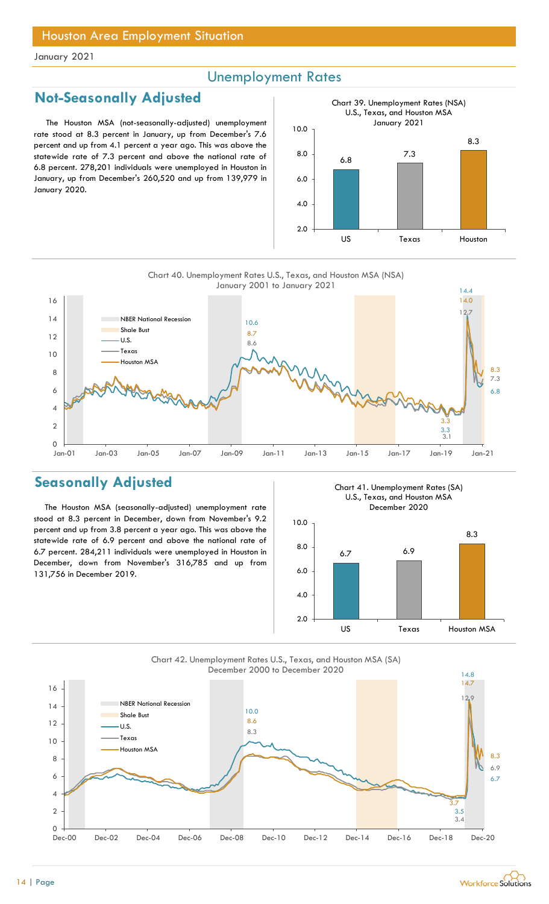Houston Area Employment Situation

January 2021

## Unemployment Rates

## Not-Seasonally Adjusted

The Houston MSA (not-seasonally-adjusted) unemployment rate stood at 8.3 percent in January, up from December's 7.6 percent and up from 4.1 percent a year ago. This was above the statewide rate of 7.3 percent and above the national rate of 6.8 percent. 278,201 individuals were unemployed in Houston in January, up from December's 260,520 and up from 139,979 in January 2020.

Chart 39. Unemployment Rates (NSA) U.S., Texas, and Houston MSA January 2021

| | US | Texas | Houston |
|---|---|---|---|
| Unemployment Rate | 6.8 | 7.3 | 8.3 |

Chart 40. Unemployment Rates U.S., Texas, and Houston MSA (NSA) January 2001 to January 2021

## Seasonally Adjusted

The Houston MSA (seasonally-adjusted) unemployment rate stood at 8.3 percent in December, down from November's 9.2 percent and up from 3.8 percent a year ago. This was above the statewide rate of 6.9 percent and above the national rate of 6.7 percent. 284,211 individuals were unemployed in Houston in December, down from November's 316,785 and up from 131,756 in December 2019.

Chart 41. Unemployment Rates (SA) U.S., Texas, and Houston MSA December 2020

| | US | Texas | Houston MSA |
|---|---|---|---|
| Unemployment Rate | 6.7 | 6.9 | 8.3 |

Chart 42. Unemployment Rates U.S., Texas, and Houston MSA (SA) December 2000 to December 2020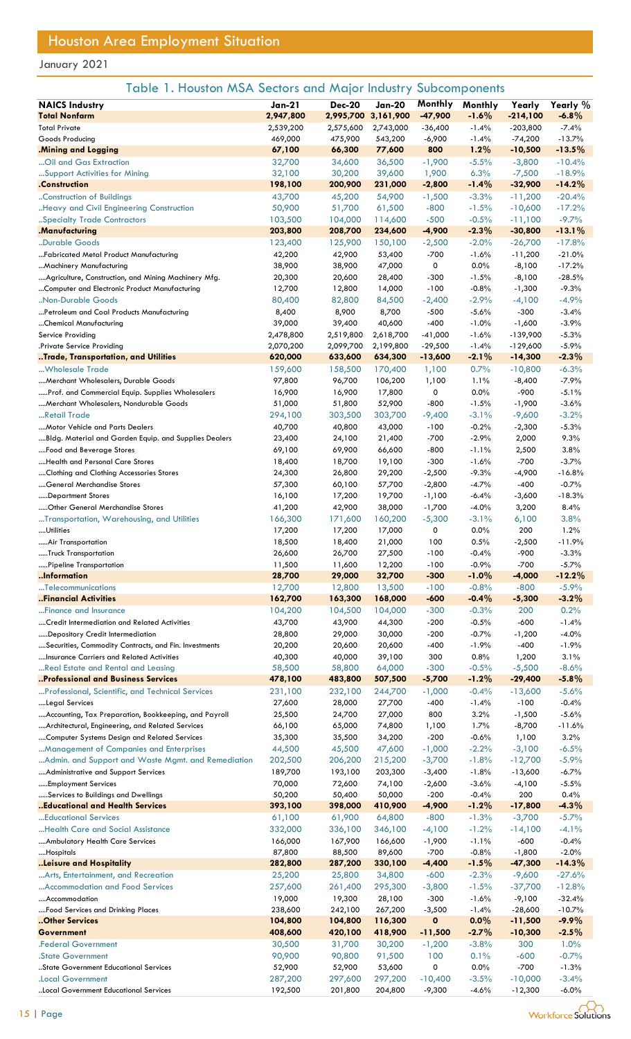# Houston Area Employment Situation

January 2021

## Table 1. Houston MSA Sectors and Major Industry Subcomponents

| NAICS Industry | Jan-21 | Dec-20 | Jan-20 | Monthly | Monthly | Yearly | Yearly % |
|---|---|---|---|---|---|---|---|
| **Total Nonfarm** | **2,947,800** | **2,995,700** | **3,161,900** | **-47,900** | **-1.6%** | **-214,100** | **-6.8%** |
| Total Private | 2,539,200 | 2,575,600 | 2,743,000 | -36,400 | -1.4% | -203,800 | -7.4% |
| Goods Producing | 469,000 | 475,900 | 543,200 | -6,900 | -1.4% | -74,200 | -13.7% |
| **.Mining and Logging** | **67,100** | **66,300** | **77,600** | **800** | **1.2%** | **-10,500** | **-13.5%** |
| ...Oil and Gas Extraction | 32,700 | 34,600 | 36,500 | -1,900 | -5.5% | -3,800 | -10.4% |
| ...Support Activities for Mining | 32,100 | 30,200 | 39,600 | 1,900 | 6.3% | -7,500 | -18.9% |
| **.Construction** | **198,100** | **200,900** | **231,000** | **-2,800** | **-1.4%** | **-32,900** | **-14.2%** |
| ..Construction of Buildings | 43,700 | 45,200 | 54,900 | -1,500 | -3.3% | -11,200 | -20.4% |
| ..Heavy and Civil Engineering Construction | 50,900 | 51,700 | 61,500 | -800 | -1.5% | -10,600 | -17.2% |
| ..Specialty Trade Contractors | 103,500 | 104,000 | 114,600 | -500 | -0.5% | -11,100 | -9.7% |
| **.Manufacturing** | **203,800** | **208,700** | **234,600** | **-4,900** | **-2.3%** | **-30,800** | **-13.1%** |
| ..Durable Goods | 123,400 | 125,900 | 150,100 | -2,500 | -2.0% | -26,700 | -17.8% |
| ...Fabricated Metal Product Manufacturing | 42,200 | 42,900 | 53,400 | -700 | -1.6% | -11,200 | -21.0% |
| ...Machinery Manufacturing | 38,900 | 38,900 | 47,000 | 0 | 0.0% | -8,100 | -17.2% |
| ....Agriculture, Construction, and Mining Machinery Mfg. | 20,300 | 20,600 | 28,400 | -300 | -1.5% | -8,100 | -28.5% |
| ...Computer and Electronic Product Manufacturing | 12,700 | 12,800 | 14,000 | -100 | -0.8% | -1,300 | -9.3% |
| ..Non-Durable Goods | 80,400 | 82,800 | 84,500 | -2,400 | -2.9% | -4,100 | -4.9% |
| ...Petroleum and Coal Products Manufacturing | 8,400 | 8,900 | 8,700 | -500 | -5.6% | -300 | -3.4% |
| ...Chemical Manufacturing | 39,000 | 39,400 | 40,600 | -400 | -1.0% | -1,600 | -3.9% |
| Service Providing | 2,478,800 | 2,519,800 | 2,618,700 | -41,000 | -1.6% | -139,900 | -5.3% |
| .Private Service Providing | 2,070,200 | 2,099,700 | 2,199,800 | -29,500 | -1.4% | -129,600 | -5.9% |
| **..Trade, Transportation, and Utilities** | **620,000** | **633,600** | **634,300** | **-13,600** | **-2.1%** | **-14,300** | **-2.3%** |
| ...Wholesale Trade | 159,600 | 158,500 | 170,400 | 1,100 | 0.7% | -10,800 | -6.3% |
| ....Merchant Wholesalers, Durable Goods | 97,800 | 96,700 | 106,200 | 1,100 | 1.1% | -8,400 | -7.9% |
| .....Prof. and Commercial Equip. Supplies Wholesalers | 16,900 | 16,900 | 17,800 | 0 | 0.0% | -900 | -5.1% |
| ....Merchant Wholesalers, Nondurable Goods | 51,000 | 51,800 | 52,900 | -800 | -1.5% | -1,900 | -3.6% |
| ...Retail Trade | 294,100 | 303,500 | 303,700 | -9,400 | -3.1% | -9,600 | -3.2% |
| ....Motor Vehicle and Parts Dealers | 40,700 | 40,800 | 43,000 | -100 | -0.2% | -2,300 | -5.3% |
| ....Bldg. Material and Garden Equip. and Supplies Dealers | 23,400 | 24,100 | 21,400 | -700 | -2.9% | 2,000 | 9.3% |
| ....Food and Beverage Stores | 69,100 | 69,900 | 66,600 | -800 | -1.1% | 2,500 | 3.8% |
| ....Health and Personal Care Stores | 18,400 | 18,700 | 19,100 | -300 | -1.6% | -700 | -3.7% |
| ....Clothing and Clothing Accessories Stores | 24,300 | 26,800 | 29,200 | -2,500 | -9.3% | -4,900 | -16.8% |
| ....General Merchandise Stores | 57,300 | 60,100 | 57,700 | -2,800 | -4.7% | -400 | -0.7% |
| .....Department Stores | 16,100 | 17,200 | 19,700 | -1,100 | -6.4% | -3,600 | -18.3% |
| .....Other General Merchandise Stores | 41,200 | 42,900 | 38,000 | -1,700 | -4.0% | 3,200 | 8.4% |
| ...Transportation, Warehousing, and Utilities | 166,300 | 171,600 | 160,200 | -5,300 | -3.1% | 6,100 | 3.8% |
| ....Utilities | 17,200 | 17,200 | 17,000 | 0 | 0.0% | 200 | 1.2% |
| .....Air Transportation | 18,500 | 18,400 | 21,000 | 100 | 0.5% | -2,500 | -11.9% |
| .....Truck Transportation | 26,600 | 26,700 | 27,500 | -100 | -0.4% | -900 | -3.3% |
| .....Pipeline Transportation | 11,500 | 11,600 | 12,200 | -100 | -0.9% | -700 | -5.7% |
| **..Information** | **28,700** | **29,000** | **32,700** | **-300** | **-1.0%** | **-4,000** | **-12.2%** |
| ...Telecommunications | 12,700 | 12,800 | 13,500 | -100 | -0.8% | -800 | -5.9% |
| **..Financial Activities** | **162,700** | **163,300** | **168,000** | **-600** | **-0.4%** | **-5,300** | **-3.2%** |
| ...Finance and Insurance | 104,200 | 104,500 | 104,000 | -300 | -0.3% | 200 | 0.2% |
| ....Credit Intermediation and Related Activities | 43,700 | 43,900 | 44,300 | -200 | -0.5% | -600 | -1.4% |
| .....Depository Credit Intermediation | 28,800 | 29,000 | 30,000 | -200 | -0.7% | -1,200 | -4.0% |
| ....Securities, Commodity Contracts, and Fin. Investments | 20,200 | 20,600 | 20,600 | -400 | -1.9% | -400 | -1.9% |
| ....Insurance Carriers and Related Activities | 40,300 | 40,000 | 39,100 | 300 | 0.8% | 1,200 | 3.1% |
| ...Real Estate and Rental and Leasing | 58,500 | 58,800 | 64,000 | -300 | -0.5% | -5,500 | -8.6% |
| **..Professional and Business Services** | **478,100** | **483,800** | **507,500** | **-5,700** | **-1.2%** | **-29,400** | **-5.8%** |
| ...Professional, Scientific, and Technical Services | 231,100 | 232,100 | 244,700 | -1,000 | -0.4% | -13,600 | -5.6% |
| ....Legal Services | 27,600 | 28,000 | 27,700 | -400 | -1.4% | -100 | -0.4% |
| ....Accounting, Tax Preparation, Bookkeeping, and Payroll | 25,500 | 24,700 | 27,000 | 800 | 3.2% | -1,500 | -5.6% |
| ....Architectural, Engineering, and Related Services | 66,100 | 65,000 | 74,800 | 1,100 | 1.7% | -8,700 | -11.6% |
| ....Computer Systems Design and Related Services | 35,300 | 35,500 | 34,200 | -200 | -0.6% | 1,100 | 3.2% |
| ...Management of Companies and Enterprises | 44,500 | 45,500 | 47,600 | -1,000 | -2.2% | -3,100 | -6.5% |
| ...Admin. and Support and Waste Mgmt. and Remediation | 202,500 | 206,200 | 215,200 | -3,700 | -1.8% | -12,700 | -5.9% |
| ....Administrative and Support Services | 189,700 | 193,100 | 203,300 | -3,400 | -1.8% | -13,600 | -6.7% |
| .....Employment Services | 70,000 | 72,600 | 74,100 | -2,600 | -3.6% | -4,100 | -5.5% |
| .....Services to Buildings and Dwellings | 50,200 | 50,400 | 50,000 | -200 | -0.4% | 200 | 0.4% |
| **..Educational and Health Services** | **393,100** | **398,000** | **410,900** | **-4,900** | **-1.2%** | **-17,800** | **-4.3%** |
| ...Educational Services | 61,100 | 61,900 | 64,800 | -800 | -1.3% | -3,700 | -5.7% |
| ...Health Care and Social Assistance | 332,000 | 336,100 | 346,100 | -4,100 | -1.2% | -14,100 | -4.1% |
| ....Ambulatory Health Care Services | 166,000 | 167,900 | 166,600 | -1,900 | -1.1% | -600 | -0.4% |
| ....Hospitals | 87,800 | 88,500 | 89,600 | -700 | -0.8% | -1,800 | -2.0% |
| **..Leisure and Hospitality** | **282,800** | **287,200** | **330,100** | **-4,400** | **-1.5%** | **-47,300** | **-14.3%** |
| ...Arts, Entertainment, and Recreation | 25,200 | 25,800 | 34,800 | -600 | -2.3% | -9,600 | -27.6% |
| ...Accommodation and Food Services | 257,600 | 261,400 | 295,300 | -3,800 | -1.5% | -37,700 | -12.8% |
| ....Accommodation | 19,000 | 19,300 | 28,100 | -300 | -1.6% | -9,100 | -32.4% |
| ....Food Services and Drinking Places | 238,600 | 242,100 | 267,200 | -3,500 | -1.4% | -28,600 | -10.7% |
| **..Other Services** | **104,800** | **104,800** | **116,300** | **0** | **0.0%** | **-11,500** | **-9.9%** |
| **Government** | **408,600** | **420,100** | **418,900** | **-11,500** | **-2.7%** | **-10,300** | **-2.5%** |
| .Federal Government | 30,500 | 31,700 | 30,200 | -1,200 | -3.8% | 300 | 1.0% |
| .State Government | 90,900 | 90,800 | 91,500 | 100 | 0.1% | -600 | -0.7% |
| ..State Government Educational Services | 52,900 | 52,900 | 53,600 | 0 | 0.0% | -700 | -1.3% |
| .Local Government | 287,200 | 297,600 | 297,200 | -10,400 | -3.5% | -10,000 | -3.4% |
| ..Local Government Educational Services | 192,500 | 201,800 | 204,800 | -9,300 | -4.6% | -12,300 | -6.0% |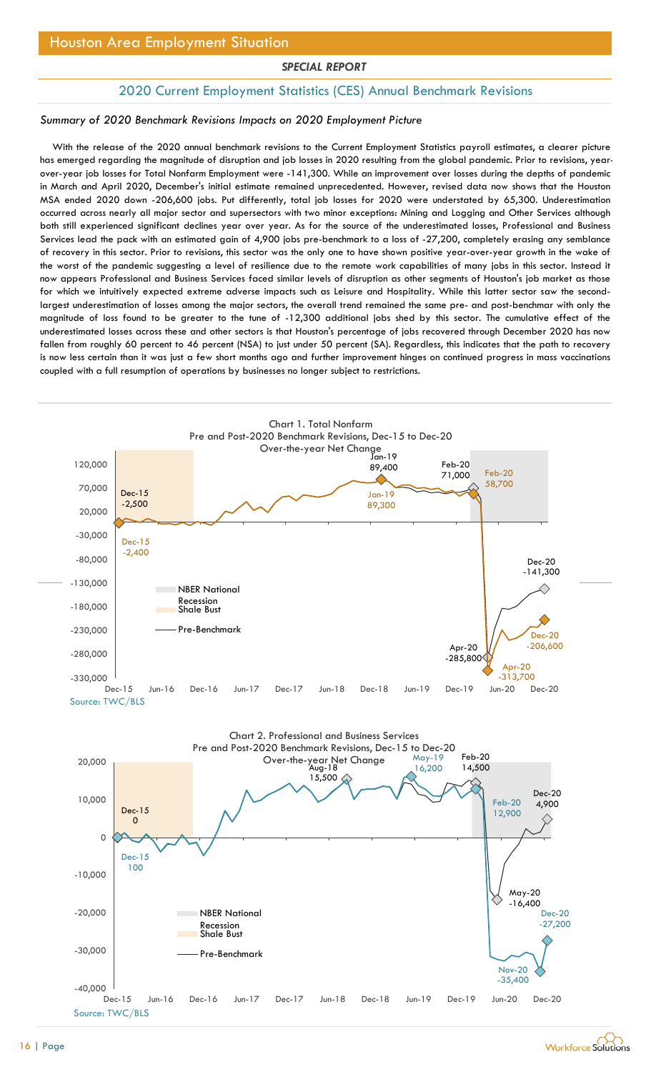# Houston Area Employment Situation

*SPECIAL REPORT*

## 2020 Current Employment Statistics (CES) Annual Benchmark Revisions

### *Summary of 2020 Benchmark Revisions Impacts on 2020 Employment Picture*

With the release of the 2020 annual benchmark revisions to the Current Employment Statistics payroll estimates, a clearer picture has emerged regarding the magnitude of disruption and job losses in 2020 resulting from the global pandemic. Prior to revisions, year-over-year job losses for Total Nonfarm Employment were -141,300. While an improvement over losses during the depths of pandemic in March and April 2020, December's initial estimate remained unprecedented. However, revised data now shows that the Houston MSA ended 2020 down -206,600 jobs. Put differently, total job losses for 2020 were understated by 65,300. Underestimation occurred across nearly all major sector and supersectors with two minor exceptions: Mining and Logging and Other Services although both still experienced significant declines year over year. As for the source of the underestimated losses, Professional and Business Services lead the pack with an estimated gain of 4,900 jobs pre-benchmark to a loss of -27,200, completely erasing any semblance of recovery in this sector. Prior to revisions, this sector was the only one to have shown positive year-over-year growth in the wake of the worst of the pandemic suggesting a level of resilience due to the remote work capabilities of many jobs in this sector. Instead it now appears Professional and Business Services faced similar levels of disruption as other segments of Houston's job market as those for which we intuitively expected extreme adverse impacts such as Leisure and Hospitality. While this latter sector saw the second-largest underestimation of losses among the major sectors, the overall trend remained the same pre- and post-benchmar with only the magnitude of loss found to be greater to the tune of -12,300 additional jobs shed by this sector. The cumulative effect of the underestimated losses across these and other sectors is that Houston's percentage of jobs recovered through December 2020 has now fallen from roughly 60 percent to 46 percent (NSA) to just under 50 percent (SA). Regardless, this indicates that the path to recovery is now less certain than it was just a few short months ago and further improvement hinges on continued progress in mass vaccinations coupled with a full resumption of operations by businesses no longer subject to restrictions.

Chart 1. Total Nonfarm
Pre and Post-2020 Benchmark Revisions, Dec-15 to Dec-20
Over-the-year Net Change

Source: TWC/BLS

Chart 2. Professional and Business Services
Pre and Post-2020 Benchmark Revisions, Dec-15 to Dec-20
Over-the-year Net Change

Source: TWC/BLS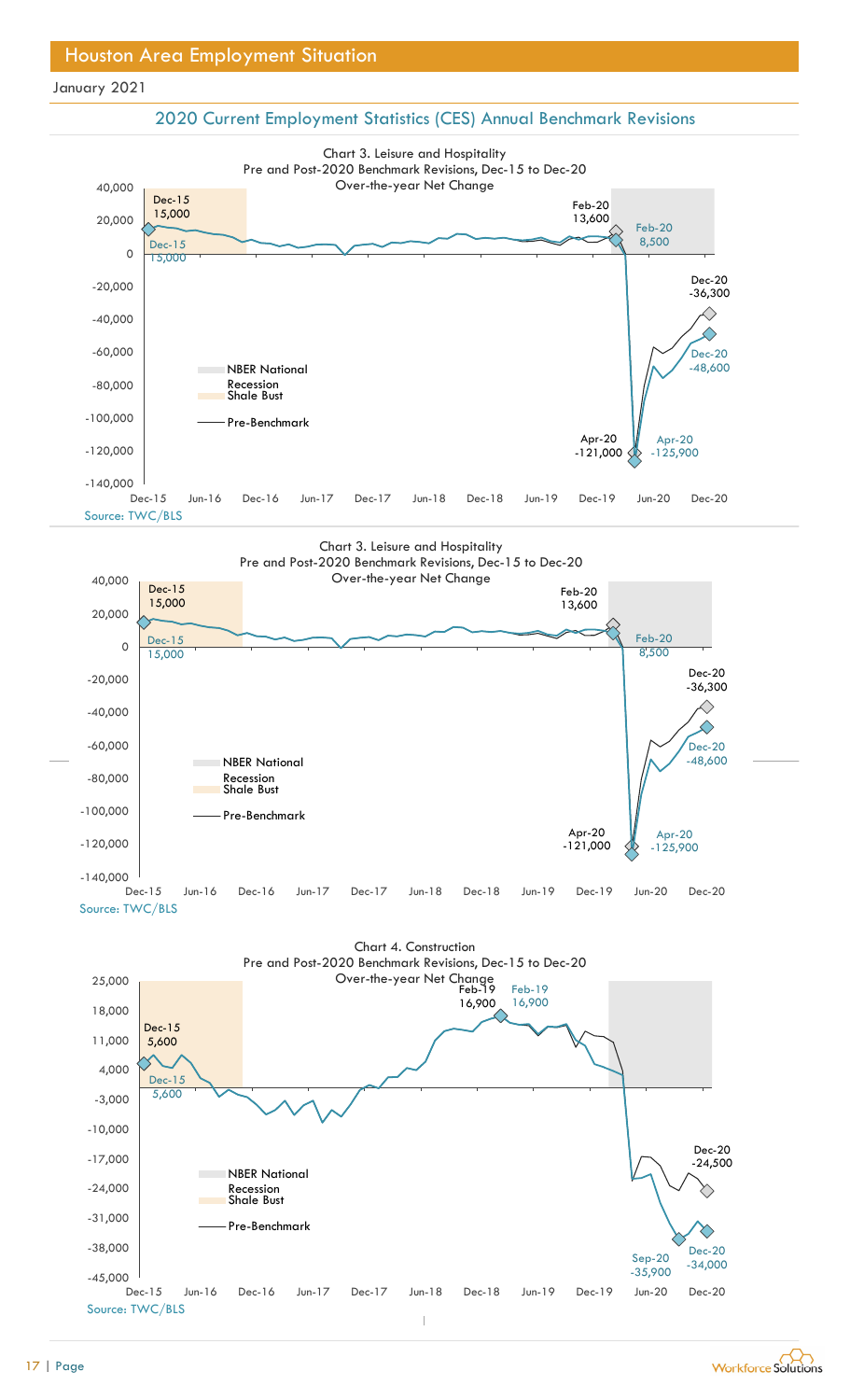## Houston Area Employment Situation

January 2021

### 2020 Current Employment Statistics (CES) Annual Benchmark Revisions

Chart 3. Leisure and Hospitality
Pre and Post-2020 Benchmark Revisions, Dec-15 to Dec-20
Over-the-year Net Change

40,000
20,000
0
-20,000
-40,000
-60,000
-80,000
-100,000
-120,000
-140,000

Dec-15 Jun-16 Dec-16 Jun-17 Dec-17 Jun-18 Dec-18 Jun-19 Dec-19 Jun-20 Dec-20

Dec-15 15,000
Dec-15 15,000
Feb-20 13,600
Feb-20 8,500
Dec-20 -36,300
Dec-20 -48,600
Apr-20 -121,000
Apr-20 -125,900

NBER National Recession
Shale Bust
Pre-Benchmark

Source: TWC/BLS

Chart 3. Leisure and Hospitality
Pre and Post-2020 Benchmark Revisions, Dec-15 to Dec-20
Over-the-year Net Change

40,000
20,000
0
-20,000
-40,000
-60,000
-80,000
-100,000
-120,000
-140,000

Dec-15 Jun-16 Dec-16 Jun-17 Dec-17 Jun-18 Dec-18 Jun-19 Dec-19 Jun-20 Dec-20

Dec-15 15,000
Dec-15 15,000
Feb-20 13,600
Feb-20 8,500
Dec-20 -36,300
Dec-20 -48,600
Apr-20 -121,000
Apr-20 -125,900

NBER National Recession
Shale Bust
Pre-Benchmark

Source: TWC/BLS

Chart 4. Construction
Pre and Post-2020 Benchmark Revisions, Dec-15 to Dec-20
Over-the-year Net Change

25,000
18,000
11,000
4,000
-3,000
-10,000
-17,000
-24,000
-31,000
-38,000
-45,000

Dec-15 Jun-16 Dec-16 Jun-17 Dec-17 Jun-18 Dec-18 Jun-19 Dec-19 Jun-20 Dec-20

Dec-15 5,600
Dec-15 5,600
Feb-19 16,900
Feb-19 16,900
Dec-20 -24,500
Dec-20 -34,000
Sep-20 -35,900

NBER National Recession
Shale Bust
Pre-Benchmark

Source: TWC/BLS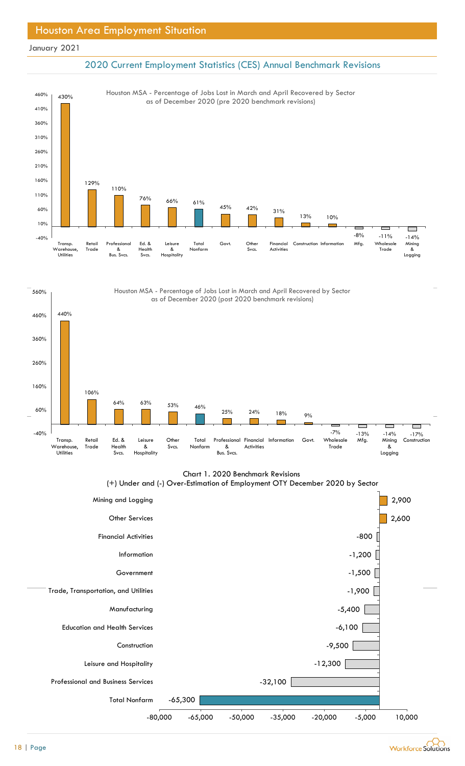## Houston Area Employment Situation

January 2021

### 2020 Current Employment Statistics (CES) Annual Benchmark Revisions

**Houston MSA - Percentage of Jobs Lost in March and April Recovered by Sector as of December 2020 (pre 2020 benchmark revisions)**

| Sector | Percentage |
|---|---|
| Transp. Warehouse, Utilities | 430% |
| Retail Trade | 129% |
| Professional & Bus. Svcs. | 110% |
| Ed. & Health Svcs. | 76% |
| Leisure & Hospitality | 66% |
| Total Nonfarm | 61% |
| Govt. | 45% |
| Other Svcs. | 42% |
| Financial Activities | 31% |
| Construction | 13% |
| Information | 10% |
| Mfg. | -8% |
| Wholesale Trade | -11% |
| Mining & Logging | -14% |

**Houston MSA - Percentage of Jobs Lost in March and April Recovered by Sector as of December 2020 (post 2020 benchmark revisions)**

| Sector | Percentage |
|---|---|
| Transp. Warehouse, Utilities | 440% |
| Retail Trade | 106% |
| Ed. & Health Svcs. | 64% |
| Leisure & Hospitality | 63% |
| Other Svcs. | 53% |
| Total Nonfarm | 46% |
| Professional & Bus. Svcs. | 25% |
| Financial Activities | 24% |
| Information | 18% |
| Govt. | 9% |
| Wholesale Trade | -7% |
| Mfg. | -13% |
| Mining & Logging | -14% |
| Construction | -17% |

**Chart 1. 2020 Benchmark Revisions (+) Under and (-) Over-Estimation of Employment OTY December 2020 by Sector**

| Sector | Revision |
|---|---|
| Mining and Logging | 2,900 |
| Other Services | 2,600 |
| Financial Activities | -800 |
| Information | -1,200 |
| Government | -1,500 |
| Trade, Transportation, and Utilities | -1,900 |
| Manufacturing | -5,400 |
| Education and Health Services | -6,100 |
| Construction | -9,500 |
| Leisure and Hospitality | -12,300 |
| Professional and Business Services | -32,100 |
| Total Nonfarm | -65,300 |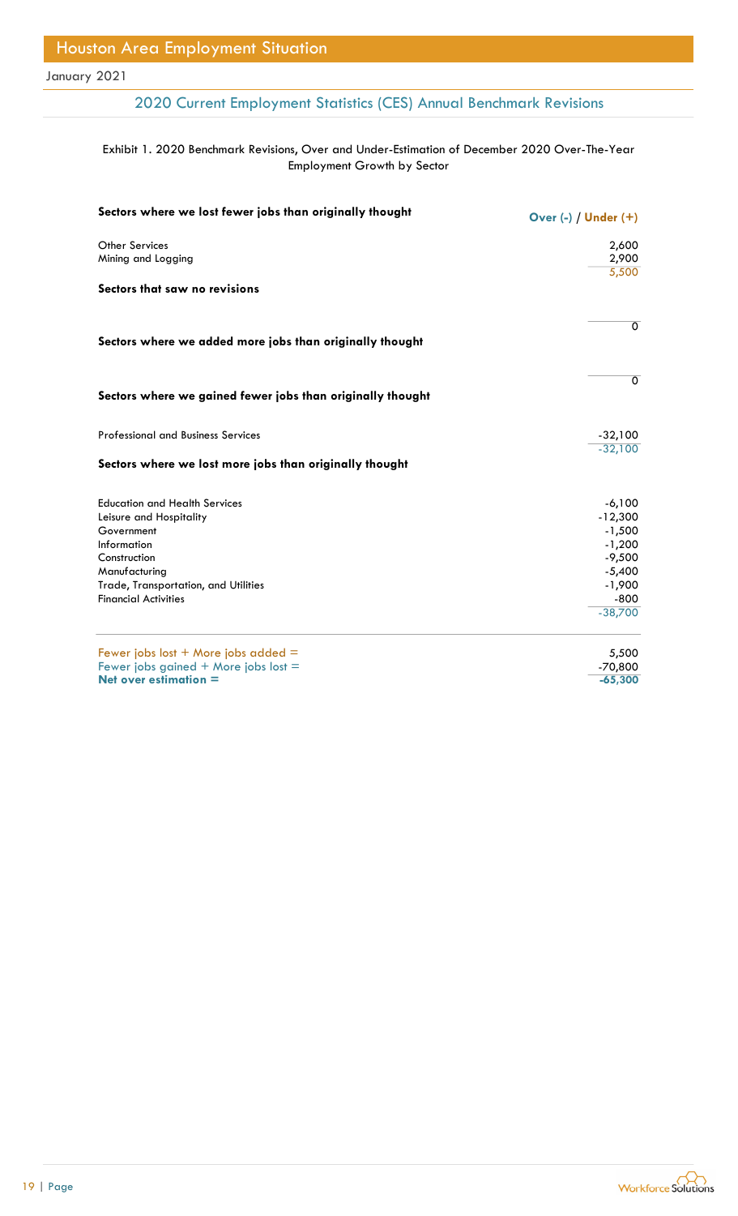# Houston Area Employment Situation

January 2021

## 2020 Current Employment Statistics (CES) Annual Benchmark Revisions

Exhibit 1. 2020 Benchmark Revisions, Over and Under-Estimation of December 2020 Over-The-Year Employment Growth by Sector

| | Over (-) / Under (+) |
|---|---|
| **Sectors where we lost fewer jobs than originally thought** | |
| Other Services | 2,600 |
| Mining and Logging | 2,900 |
| | 5,500 |
| **Sectors that saw no revisions** | |
| | 0 |
| **Sectors where we added more jobs than originally thought** | |
| | 0 |
| **Sectors where we gained fewer jobs than originally thought** | |
| Professional and Business Services | -32,100 |
| | -32,100 |
| **Sectors where we lost more jobs than originally thought** | |
| Education and Health Services | -6,100 |
| Leisure and Hospitality | -12,300 |
| Government | -1,500 |
| Information | -1,200 |
| Construction | -9,500 |
| Manufacturing | -5,400 |
| Trade, Transportation, and Utilities | -1,900 |
| Financial Activities | -800 |
| | -38,700 |
| Fewer jobs lost + More jobs added = | 5,500 |
| Fewer jobs gained + More jobs lost = | -70,800 |
| **Net over estimation =** | **-65,300** |